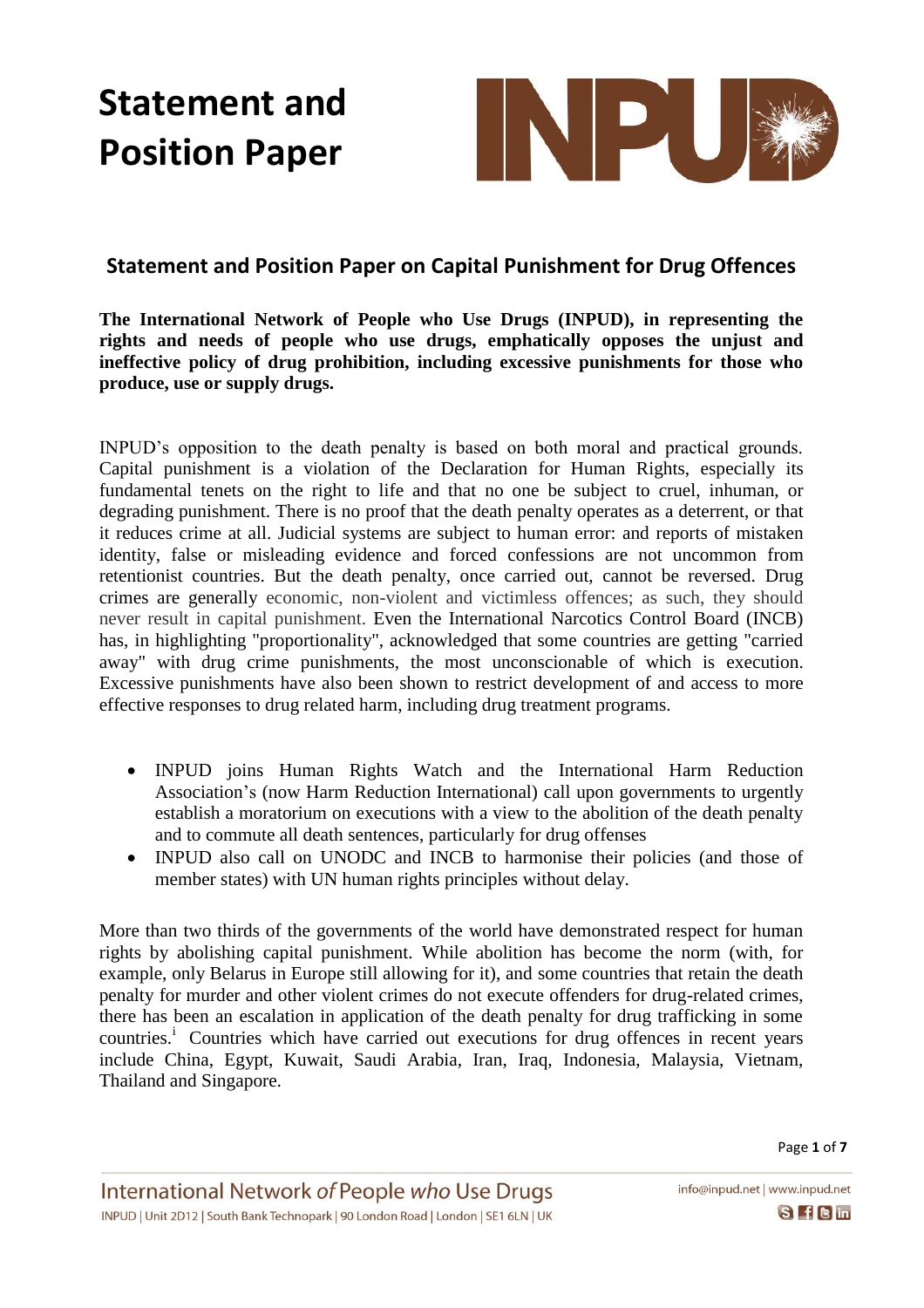# Statement and Position Paper

## Statement and Position Paper on Capital Punishment for Drug Offences

**The International Network of People who Use Drugs (INPUD), in representing the rights and needs of people who use drugs, emphatically opposes the unjust and ineffective policy of drug prohibition, including excessive punishments for those who produce, use or supply drugs.**

INPUD's opposition to the death penalty is based on both moral and practical grounds. Capital punishment is a violation of the Declaration for Human Rights, especially its fundamental tenets on the right to life and that no one be subject to cruel, inhuman, or degrading punishment. There is no proof that the death penalty operates as a deterrent, or that it reduces crime at all. Judicial systems are subject to human error: and reports of mistaken identity, false or misleading evidence and forced confessions are not uncommon from retentionist countries. But the death penalty, once carried out, cannot be reversed. Drug crimes are generally economic, non-violent and victimless offences; as such, they should never result in capital punishment. Even the International Narcotics Control Board (INCB) has, in highlighting "proportionality", acknowledged that some countries are getting "carried away" with drug crime punishments, the most unconscionable of which is execution. Excessive punishments have also been shown to restrict development of and access to more effective responses to drug related harm, including drug treatment programs.

- INPUD joins Human Rights Watch and the International Harm Reduction Association's (now Harm Reduction International) call upon governments to urgently establish a moratorium on executions with a view to the abolition of the death penalty and to commute all death sentences, particularly for drug offenses
- INPUD also call on UNODC and INCB to harmonise their policies (and those of member states) with UN human rights principles without delay.

More than two thirds of the governments of the world have demonstrated respect for human rights by abolishing capital punishment. While abolition has become the norm (with, for example, only Belarus in Europe still allowing for it), and some countries that retain the death penalty for murder and other violent crimes do not execute offenders for drug-related crimes, there has been an escalation in application of the death penalty for drug trafficking in some countries.[i] Countries which have carried out executions for drug offences in recent years include China, Egypt, Kuwait, Saudi Arabia, Iran, Iraq, Indonesia, Malaysia, Vietnam, Thailand and Singapore.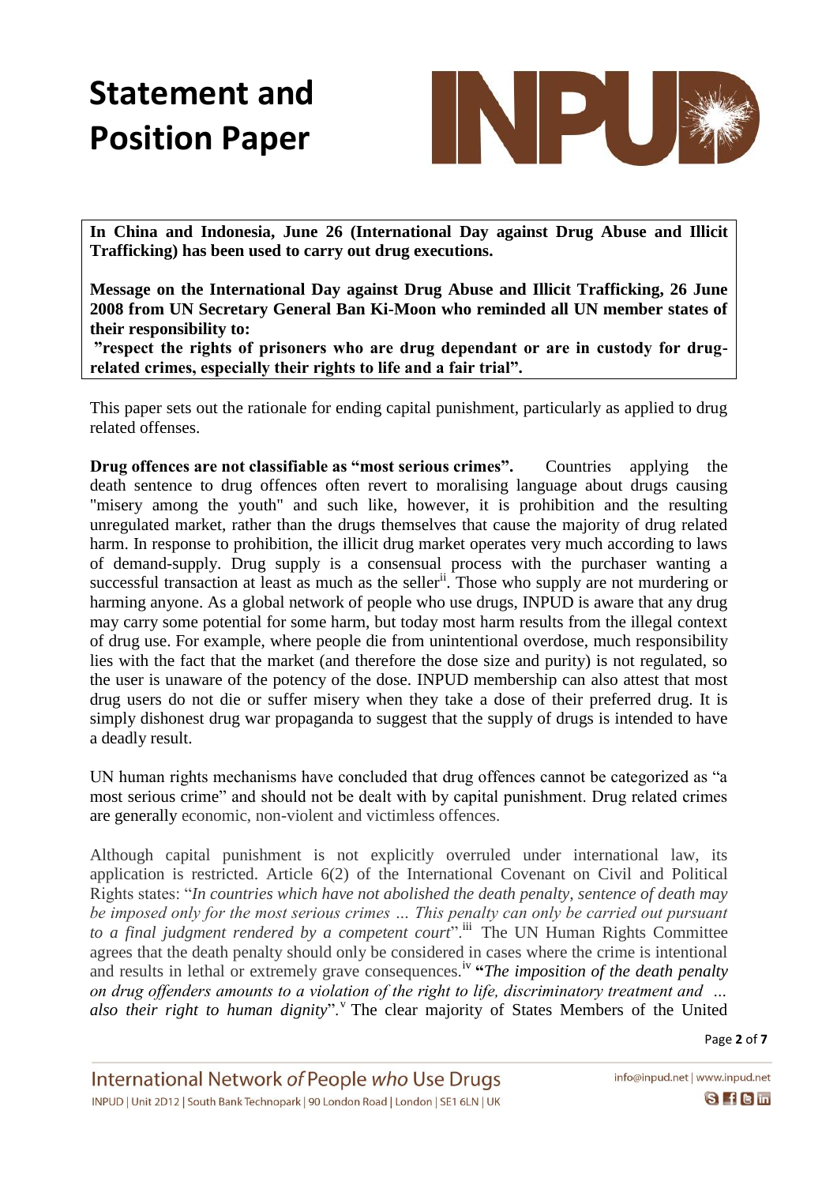# Statement and Position Paper

**In China and Indonesia, June 26 (International Day against Drug Abuse and Illicit Trafficking) has been used to carry out drug executions.**

**Message on the International Day against Drug Abuse and Illicit Trafficking, 26 June 2008 from UN Secretary General Ban Ki-Moon who reminded all UN member states of their responsibility to:**

**"respect the rights of prisoners who are drug dependant or are in custody for drug-related crimes, especially their rights to life and a fair trial".**

This paper sets out the rationale for ending capital punishment, particularly as applied to drug related offenses.

**Drug offences are not classifiable as "most serious crimes".** Countries applying the death sentence to drug offences often revert to moralising language about drugs causing "misery among the youth" and such like, however, it is prohibition and the resulting unregulated market, rather than the drugs themselves that cause the majority of drug related harm. In response to prohibition, the illicit drug market operates very much according to laws of demand-supply. Drug supply is a consensual process with the purchaser wanting a successful transaction at least as much as the seller[ii]. Those who supply are not murdering or harming anyone. As a global network of people who use drugs, INPUD is aware that any drug may carry some potential for some harm, but today most harm results from the illegal context of drug use. For example, where people die from unintentional overdose, much responsibility lies with the fact that the market (and therefore the dose size and purity) is not regulated, so the user is unaware of the potency of the dose. INPUD membership can also attest that most drug users do not die or suffer misery when they take a dose of their preferred drug. It is simply dishonest drug war propaganda to suggest that the supply of drugs is intended to have a deadly result.

UN human rights mechanisms have concluded that drug offences cannot be categorized as "a most serious crime" and should not be dealt with by capital punishment. Drug related crimes are generally economic, non-violent and victimless offences.

Although capital punishment is not explicitly overruled under international law, its application is restricted. Article 6(2) of the International Covenant on Civil and Political Rights states: "*In countries which have not abolished the death penalty, sentence of death may be imposed only for the most serious crimes … This penalty can only be carried out pursuant to a final judgment rendered by a competent court*".[iii] The UN Human Rights Committee agrees that the death penalty should only be considered in cases where the crime is intentional and results in lethal or extremely grave consequences.[iv] **"***The imposition of the death penalty on drug offenders amounts to a violation of the right to life, discriminatory treatment and … also their right to human dignity*".[v] The clear majority of States Members of the United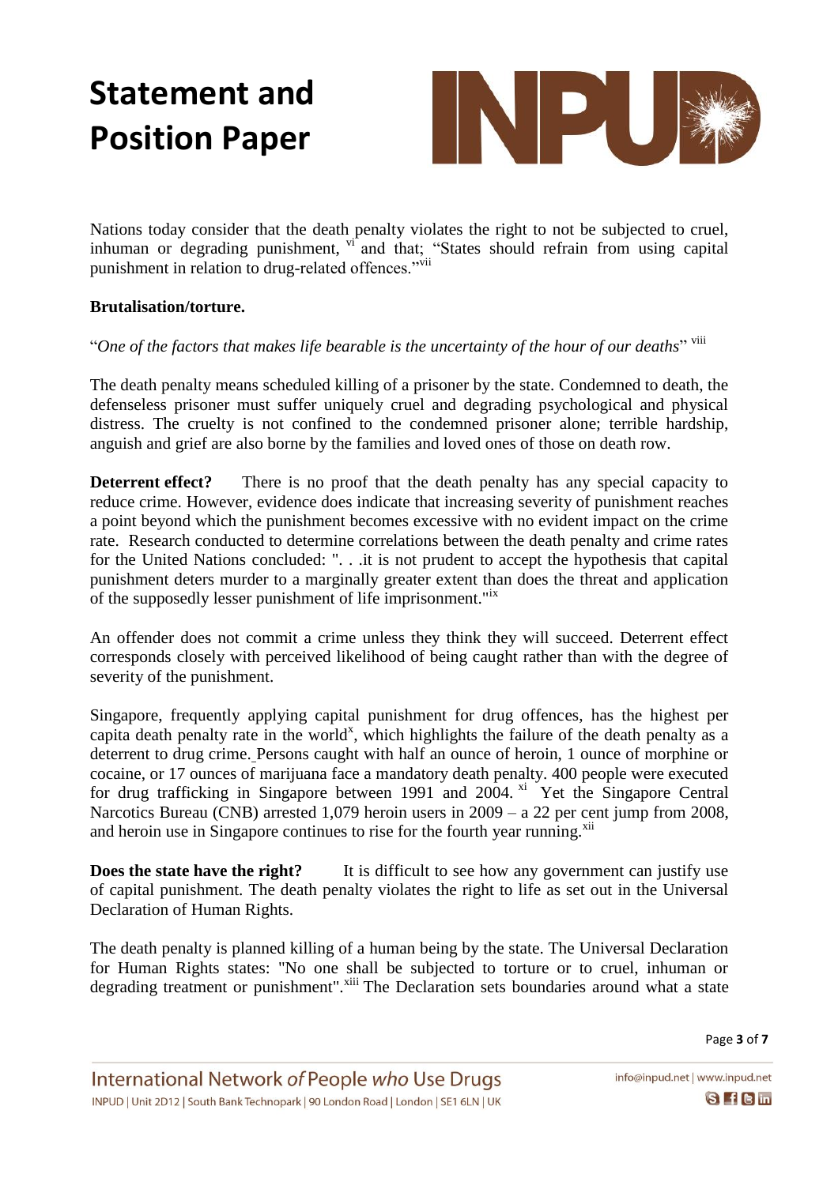Nations today consider that the death penalty violates the right to not be subjected to cruel, inhuman or degrading punishment, [vi] and that; "States should refrain from using capital punishment in relation to drug-related offences."[vii]

**Brutalisation/torture.**

"*One of the factors that makes life bearable is the uncertainty of the hour of our deaths*" [viii]

The death penalty means scheduled killing of a prisoner by the state. Condemned to death, the defenseless prisoner must suffer uniquely cruel and degrading psychological and physical distress. The cruelty is not confined to the condemned prisoner alone; terrible hardship, anguish and grief are also borne by the families and loved ones of those on death row.

**Deterrent effect?** There is no proof that the death penalty has any special capacity to reduce crime. However, evidence does indicate that increasing severity of punishment reaches a point beyond which the punishment becomes excessive with no evident impact on the crime rate. Research conducted to determine correlations between the death penalty and crime rates for the United Nations concluded: ". . .it is not prudent to accept the hypothesis that capital punishment deters murder to a marginally greater extent than does the threat and application of the supposedly lesser punishment of life imprisonment."[ix]

An offender does not commit a crime unless they think they will succeed. Deterrent effect corresponds closely with perceived likelihood of being caught rather than with the degree of severity of the punishment.

Singapore, frequently applying capital punishment for drug offences, has the highest per capita death penalty rate in the world[x], which highlights the failure of the death penalty as a deterrent to drug crime. Persons caught with half an ounce of heroin, 1 ounce of morphine or cocaine, or 17 ounces of marijuana face a mandatory death penalty. 400 people were executed for drug trafficking in Singapore between 1991 and 2004. [xi] Yet the Singapore Central Narcotics Bureau (CNB) arrested 1,079 heroin users in 2009 – a 22 per cent jump from 2008, and heroin use in Singapore continues to rise for the fourth year running.[xii]

**Does the state have the right?** It is difficult to see how any government can justify use of capital punishment. The death penalty violates the right to life as set out in the Universal Declaration of Human Rights.

The death penalty is planned killing of a human being by the state. The Universal Declaration for Human Rights states: "No one shall be subjected to torture or to cruel, inhuman or degrading treatment or punishment".[xiii] The Declaration sets boundaries around what a state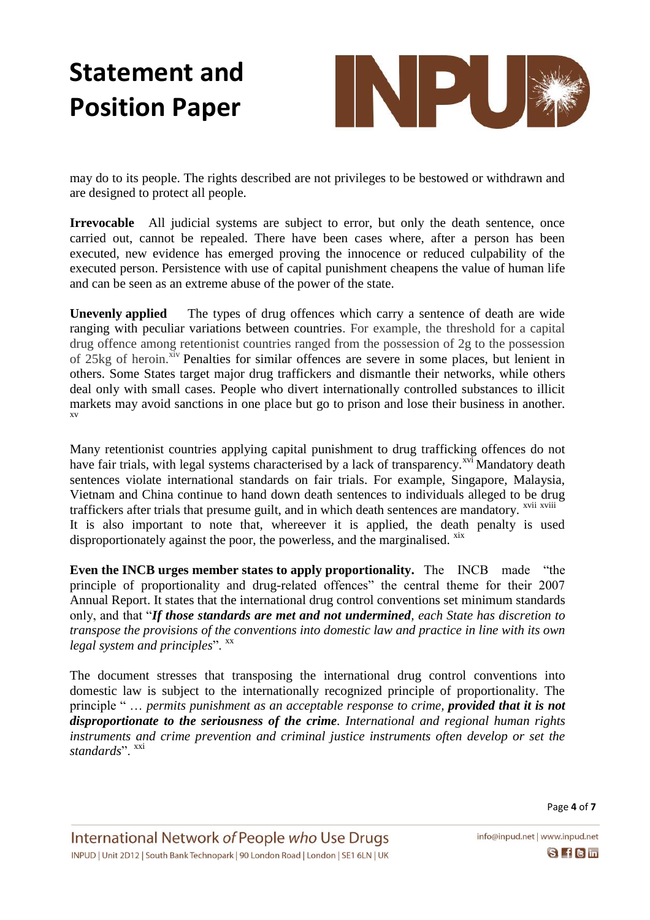may do to its people. The rights described are not privileges to be bestowed or withdrawn and are designed to protect all people.

**Irrevocable** All judicial systems are subject to error, but only the death sentence, once carried out, cannot be repealed. There have been cases where, after a person has been executed, new evidence has emerged proving the innocence or reduced culpability of the executed person. Persistence with use of capital punishment cheapens the value of human life and can be seen as an extreme abuse of the power of the state.

**Unevenly applied** The types of drug offences which carry a sentence of death are wide ranging with peculiar variations between countries. For example, the threshold for a capital drug offence among retentionist countries ranged from the possession of 2g to the possession of 25kg of heroin.[xiv] Penalties for similar offences are severe in some places, but lenient in others. Some States target major drug traffickers and dismantle their networks, while others deal only with small cases. People who divert internationally controlled substances to illicit markets may avoid sanctions in one place but go to prison and lose their business in another.[xv]

Many retentionist countries applying capital punishment to drug trafficking offences do not have fair trials, with legal systems characterised by a lack of transparency.[xvi] Mandatory death sentences violate international standards on fair trials. For example, Singapore, Malaysia, Vietnam and China continue to hand down death sentences to individuals alleged to be drug traffickers after trials that presume guilt, and in which death sentences are mandatory.[xvii][xviii]
It is also important to note that, whereever it is applied, the death penalty is used disproportionately against the poor, the powerless, and the marginalised.[xix]

**Even the INCB urges member states to apply proportionality.** The INCB made "the principle of proportionality and drug-related offences" the central theme for their 2007 Annual Report. It states that the international drug control conventions set minimum standards only, and that "***If those standards are met and not undermined****, each State has discretion to transpose the provisions of the conventions into domestic law and practice in line with its own legal system and principles*".[xx]

The document stresses that transposing the international drug control conventions into domestic law is subject to the internationally recognized principle of proportionality. The principle " … *permits punishment as an acceptable response to crime,* ***provided that it is not disproportionate to the seriousness of the crime****. International and regional human rights instruments and crime prevention and criminal justice instruments often develop or set the standards*".[xxi]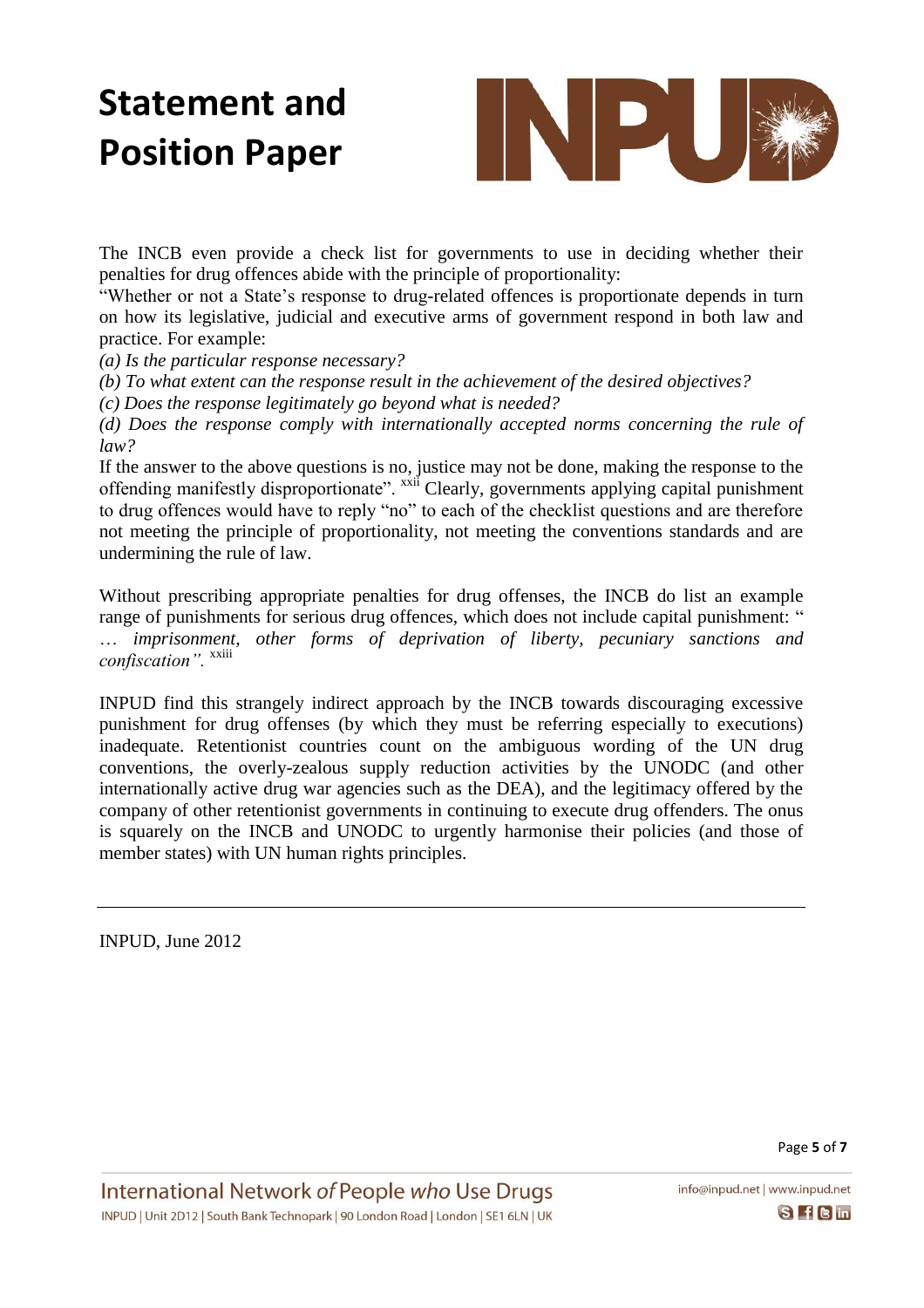The INCB even provide a check list for governments to use in deciding whether their penalties for drug offences abide with the principle of proportionality:

"Whether or not a State's response to drug-related offences is proportionate depends in turn on how its legislative, judicial and executive arms of government respond in both law and practice. For example:

*(a) Is the particular response necessary?*

*(b) To what extent can the response result in the achievement of the desired objectives?*

*(c) Does the response legitimately go beyond what is needed?*

*(d) Does the response comply with internationally accepted norms concerning the rule of law?*

If the answer to the above questions is no, justice may not be done, making the response to the offending manifestly disproportionate". [xxii] Clearly, governments applying capital punishment to drug offences would have to reply "no" to each of the checklist questions and are therefore not meeting the principle of proportionality, not meeting the conventions standards and are undermining the rule of law.

Without prescribing appropriate penalties for drug offenses, the INCB do list an example range of punishments for serious drug offences, which does not include capital punishment: "*… imprisonment, other forms of deprivation of liberty, pecuniary sanctions and confiscation".* [xxiii]

INPUD find this strangely indirect approach by the INCB towards discouraging excessive punishment for drug offenses (by which they must be referring especially to executions) inadequate. Retentionist countries count on the ambiguous wording of the UN drug conventions, the overly-zealous supply reduction activities by the UNODC (and other internationally active drug war agencies such as the DEA), and the legitimacy offered by the company of other retentionist governments in continuing to execute drug offenders. The onus is squarely on the INCB and UNODC to urgently harmonise their policies (and those of member states) with UN human rights principles.

---

INPUD, June 2012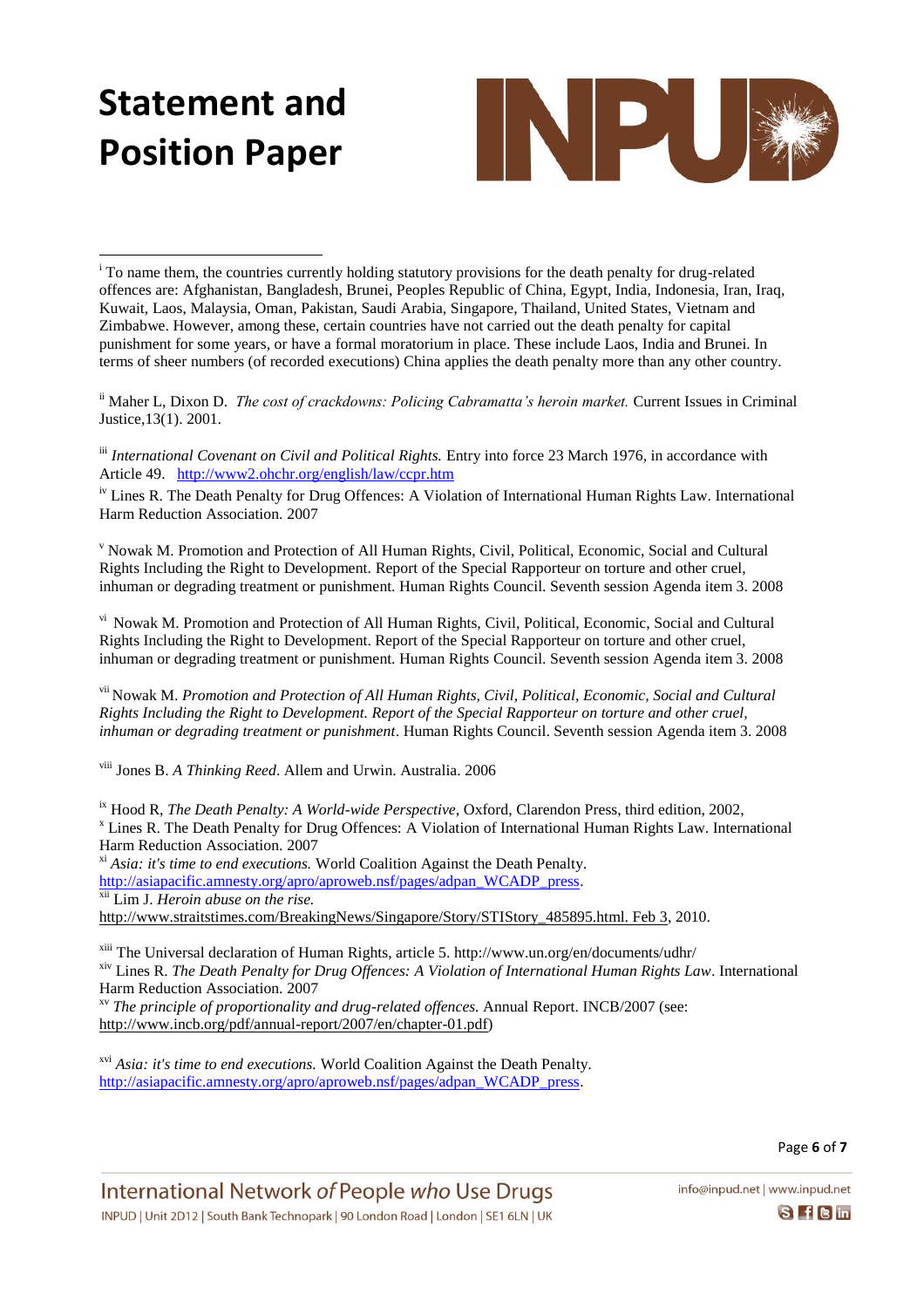[i] To name them, the countries currently holding statutory provisions for the death penalty for drug-related offences are: Afghanistan, Bangladesh, Brunei, Peoples Republic of China, Egypt, India, Indonesia, Iran, Iraq, Kuwait, Laos, Malaysia, Oman, Pakistan, Saudi Arabia, Singapore, Thailand, United States, Vietnam and Zimbabwe. However, among these, certain countries have not carried out the death penalty for capital punishment for some years, or have a formal moratorium in place. These include Laos, India and Brunei. In terms of sheer numbers (of recorded executions) China applies the death penalty more than any other country.

[ii] Maher L, Dixon D. *The cost of crackdowns: Policing Cabramatta's heroin market.* Current Issues in Criminal Justice,13(1). 2001.

[iii] *International Covenant on Civil and Political Rights.* Entry into force 23 March 1976, in accordance with Article 49. http://www2.ohchr.org/english/law/ccpr.htm

[iv] Lines R. The Death Penalty for Drug Offences: A Violation of International Human Rights Law. International Harm Reduction Association. 2007

[v] Nowak M. Promotion and Protection of All Human Rights, Civil, Political, Economic, Social and Cultural Rights Including the Right to Development. Report of the Special Rapporteur on torture and other cruel, inhuman or degrading treatment or punishment. Human Rights Council. Seventh session Agenda item 3. 2008

[vi] Nowak M. Promotion and Protection of All Human Rights, Civil, Political, Economic, Social and Cultural Rights Including the Right to Development. Report of the Special Rapporteur on torture and other cruel, inhuman or degrading treatment or punishment. Human Rights Council. Seventh session Agenda item 3. 2008

[vii] Nowak M. *Promotion and Protection of All Human Rights, Civil, Political, Economic, Social and Cultural Rights Including the Right to Development. Report of the Special Rapporteur on torture and other cruel, inhuman or degrading treatment or punishment*. Human Rights Council. Seventh session Agenda item 3. 2008

[viii] Jones B. *A Thinking Reed*. Allem and Urwin. Australia. 2006

[ix] Hood R, *The Death Penalty: A World-wide Perspective,* Oxford, Clarendon Press, third edition, 2002,

[x] Lines R. The Death Penalty for Drug Offences: A Violation of International Human Rights Law. International Harm Reduction Association. 2007

[xi] *Asia: it's time to end executions.* World Coalition Against the Death Penalty. http://asiapacific.amnesty.org/apro/aproweb.nsf/pages/adpan_WCADP_press.

[xii] Lim J. *Heroin abuse on the rise.* http://www.straitstimes.com/BreakingNews/Singapore/Story/STIStory_485895.html. Feb 3, 2010.

[xiii] The Universal declaration of Human Rights, article 5. http://www.un.org/en/documents/udhr/

[xiv] Lines R. *The Death Penalty for Drug Offences: A Violation of International Human Rights Law*. International Harm Reduction Association. 2007

[xv] *The principle of proportionality and drug-related offences.* Annual Report. INCB/2007 (see: http://www.incb.org/pdf/annual-report/2007/en/chapter-01.pdf)

[xvi] *Asia: it's time to end executions.* World Coalition Against the Death Penalty. http://asiapacific.amnesty.org/apro/aproweb.nsf/pages/adpan_WCADP_press.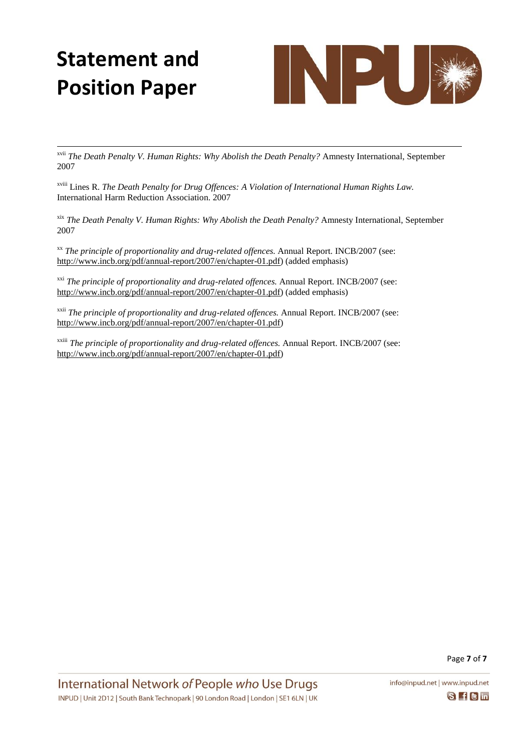[xvii] *The Death Penalty V. Human Rights: Why Abolish the Death Penalty?* Amnesty International, September 2007

[xviii] Lines R. *The Death Penalty for Drug Offences: A Violation of International Human Rights Law.* International Harm Reduction Association. 2007

[xix] *The Death Penalty V. Human Rights: Why Abolish the Death Penalty?* Amnesty International, September 2007

[xx] *The principle of proportionality and drug-related offences.* Annual Report. INCB/2007 (see: http://www.incb.org/pdf/annual-report/2007/en/chapter-01.pdf) (added emphasis)

[xxi] *The principle of proportionality and drug-related offences.* Annual Report. INCB/2007 (see: http://www.incb.org/pdf/annual-report/2007/en/chapter-01.pdf) (added emphasis)

[xxii] *The principle of proportionality and drug-related offences.* Annual Report. INCB/2007 (see: http://www.incb.org/pdf/annual-report/2007/en/chapter-01.pdf)

[xxiii] *The principle of proportionality and drug-related offences.* Annual Report. INCB/2007 (see: http://www.incb.org/pdf/annual-report/2007/en/chapter-01.pdf)